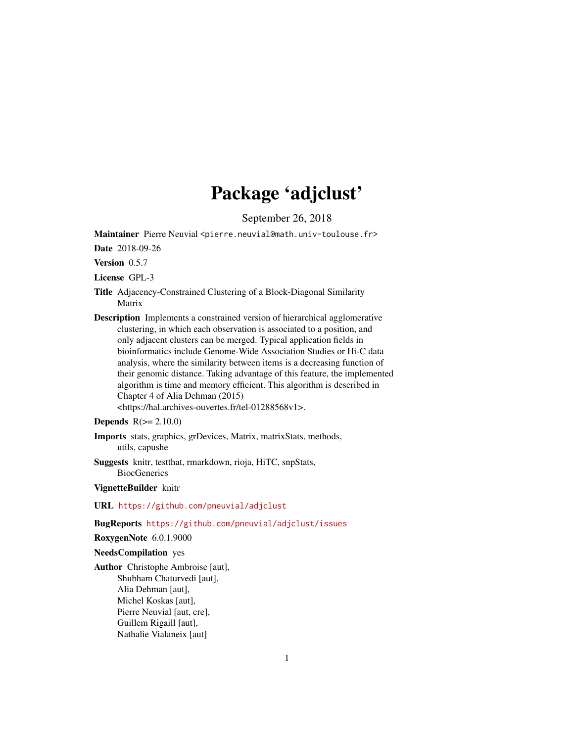# Package 'adjclust'

September 26, 2018

**Maintainer** Pierre Neuvial <pierre.neuvial@math.univ-toulouse.fr>

**Date** 2018-09-26

**Version** 0.5.7

**License** GPL-3

**Title** Adjacency-Constrained Clustering of a Block-Diagonal Similarity Matrix

**Description** Implements a constrained version of hierarchical agglomerative clustering, in which each observation is associated to a position, and only adjacent clusters can be merged. Typical application fields in bioinformatics include Genome-Wide Association Studies or Hi-C data analysis, where the similarity between items is a decreasing function of their genomic distance. Taking advantage of this feature, the implemented algorithm is time and memory efficient. This algorithm is described in Chapter 4 of Alia Dehman (2015) <https://hal.archives-ouvertes.fr/tel-01288568v1>.

**Depends** R(>= 2.10.0)

**Imports** stats, graphics, grDevices, Matrix, matrixStats, methods, utils, capushe

**Suggests** knitr, testthat, rmarkdown, rioja, HiTC, snpStats, BiocGenerics

**VignetteBuilder** knitr

**URL** https://github.com/pneuvial/adjclust

**BugReports** https://github.com/pneuvial/adjclust/issues

**RoxygenNote** 6.0.1.9000

**NeedsCompilation** yes

**Author** Christophe Ambroise [aut],
Shubham Chaturvedi [aut],
Alia Dehman [aut],
Michel Koskas [aut],
Pierre Neuvial [aut, cre],
Guillem Rigaill [aut],
Nathalie Vialaneix [aut]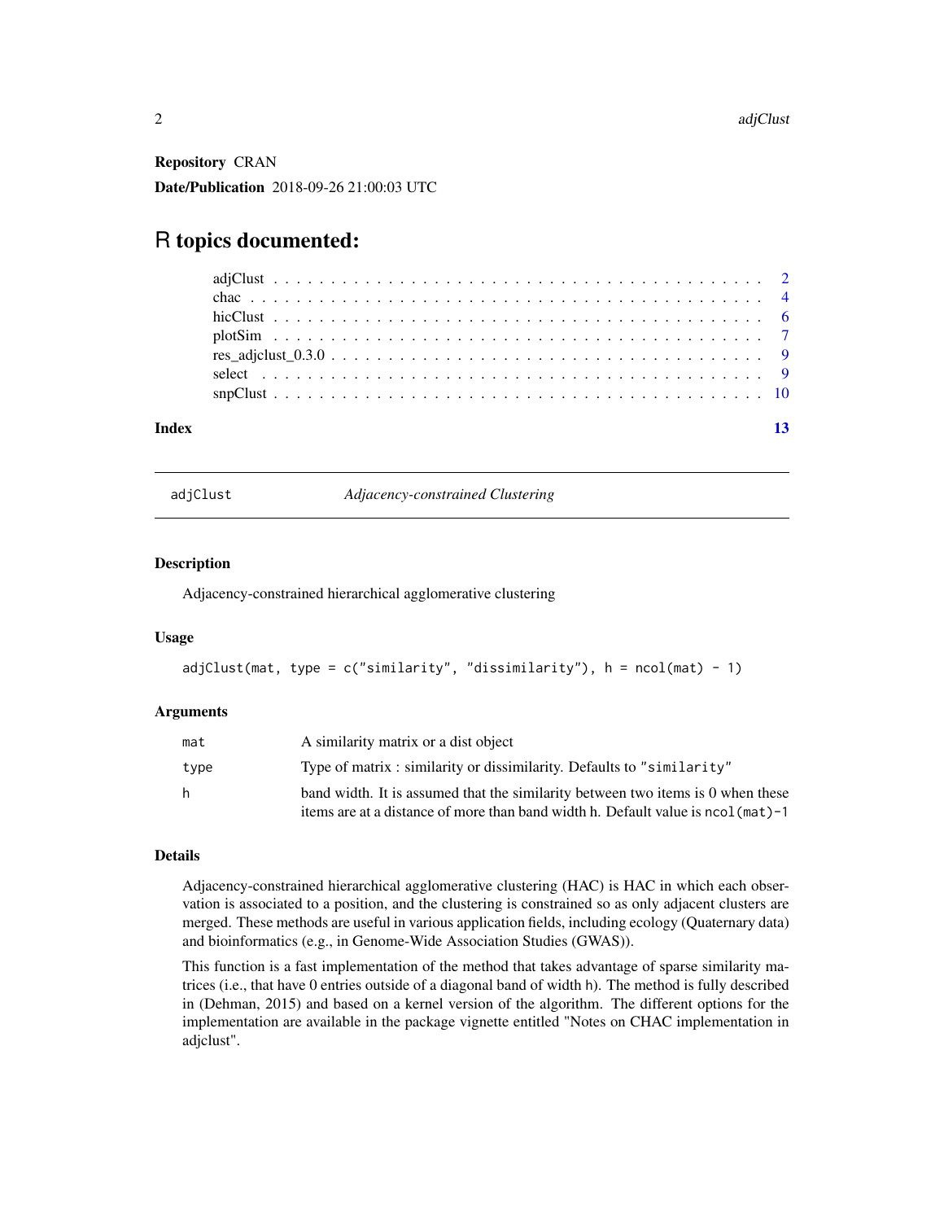**Repository** CRAN

**Date/Publication** 2018-09-26 21:00:03 UTC

# R topics documented:

- adjClust . . . . . . . . . . . . . . . . . . . . . . . . . . . . . . . . . . . . . . . . 2
- chac . . . . . . . . . . . . . . . . . . . . . . . . . . . . . . . . . . . . . . . . . . 4
- hicClust . . . . . . . . . . . . . . . . . . . . . . . . . . . . . . . . . . . . . . . . 6
- plotSim . . . . . . . . . . . . . . . . . . . . . . . . . . . . . . . . . . . . . . . . 7
- res_adjclust_0.3.0 . . . . . . . . . . . . . . . . . . . . . . . . . . . . . . . . . . 9
- select . . . . . . . . . . . . . . . . . . . . . . . . . . . . . . . . . . . . . . . . . 9
- snpClust . . . . . . . . . . . . . . . . . . . . . . . . . . . . . . . . . . . . . . . . 10

**Index** 13

---

## adjClust — *Adjacency-constrained Clustering*

### Description

Adjacency-constrained hierarchical agglomerative clustering

### Usage

```
adjClust(mat, type = c("similarity", "dissimilarity"), h = ncol(mat) - 1)
```

### Arguments

| | |
|---|---|
| mat | A similarity matrix or a dist object |
| type | Type of matrix : similarity or dissimilarity. Defaults to "similarity" |
| h | band width. It is assumed that the similarity between two items is 0 when these items are at a distance of more than band width h. Default value is ncol(mat)-1 |

### Details

Adjacency-constrained hierarchical agglomerative clustering (HAC) is HAC in which each observation is associated to a position, and the clustering is constrained so as only adjacent clusters are merged. These methods are useful in various application fields, including ecology (Quaternary data) and bioinformatics (e.g., in Genome-Wide Association Studies (GWAS)).

This function is a fast implementation of the method that takes advantage of sparse similarity matrices (i.e., that have 0 entries outside of a diagonal band of width h). The method is fully described in (Dehman, 2015) and based on a kernel version of the algorithm. The different options for the implementation are available in the package vignette entitled "Notes on CHAC implementation in adjclust".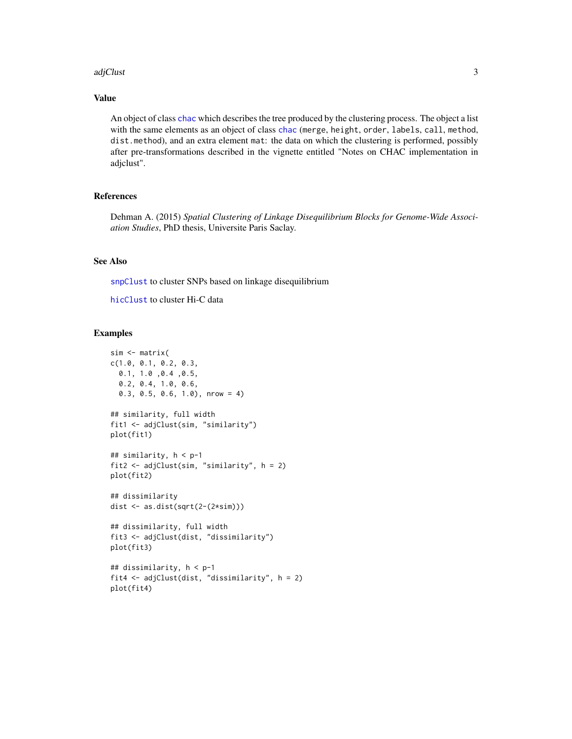## Value

An object of class `chac` which describes the tree produced by the clustering process. The object a list with the same elements as an object of class `chac` (`merge`, `height`, `order`, `labels`, `call`, `method`, `dist.method`), and an extra element `mat`: the data on which the clustering is performed, possibly after pre-transformations described in the vignette entitled "Notes on CHAC implementation in adjclust".

## References

Dehman A. (2015) *Spatial Clustering of Linkage Disequilibrium Blocks for Genome-Wide Association Studies*, PhD thesis, Universite Paris Saclay.

## See Also

`snpClust` to cluster SNPs based on linkage disequilibrium

`hicClust` to cluster Hi-C data

## Examples

```
sim <- matrix(
c(1.0, 0.1, 0.2, 0.3,
  0.1, 1.0 ,0.4 ,0.5,
  0.2, 0.4, 1.0, 0.6,
  0.3, 0.5, 0.6, 1.0), nrow = 4)

## similarity, full width
fit1 <- adjClust(sim, "similarity")
plot(fit1)

## similarity, h < p-1
fit2 <- adjClust(sim, "similarity", h = 2)
plot(fit2)

## dissimilarity
dist <- as.dist(sqrt(2-(2*sim)))

## dissimilarity, full width
fit3 <- adjClust(dist, "dissimilarity")
plot(fit3)

## dissimilarity, h < p-1
fit4 <- adjClust(dist, "dissimilarity", h = 2)
plot(fit4)
```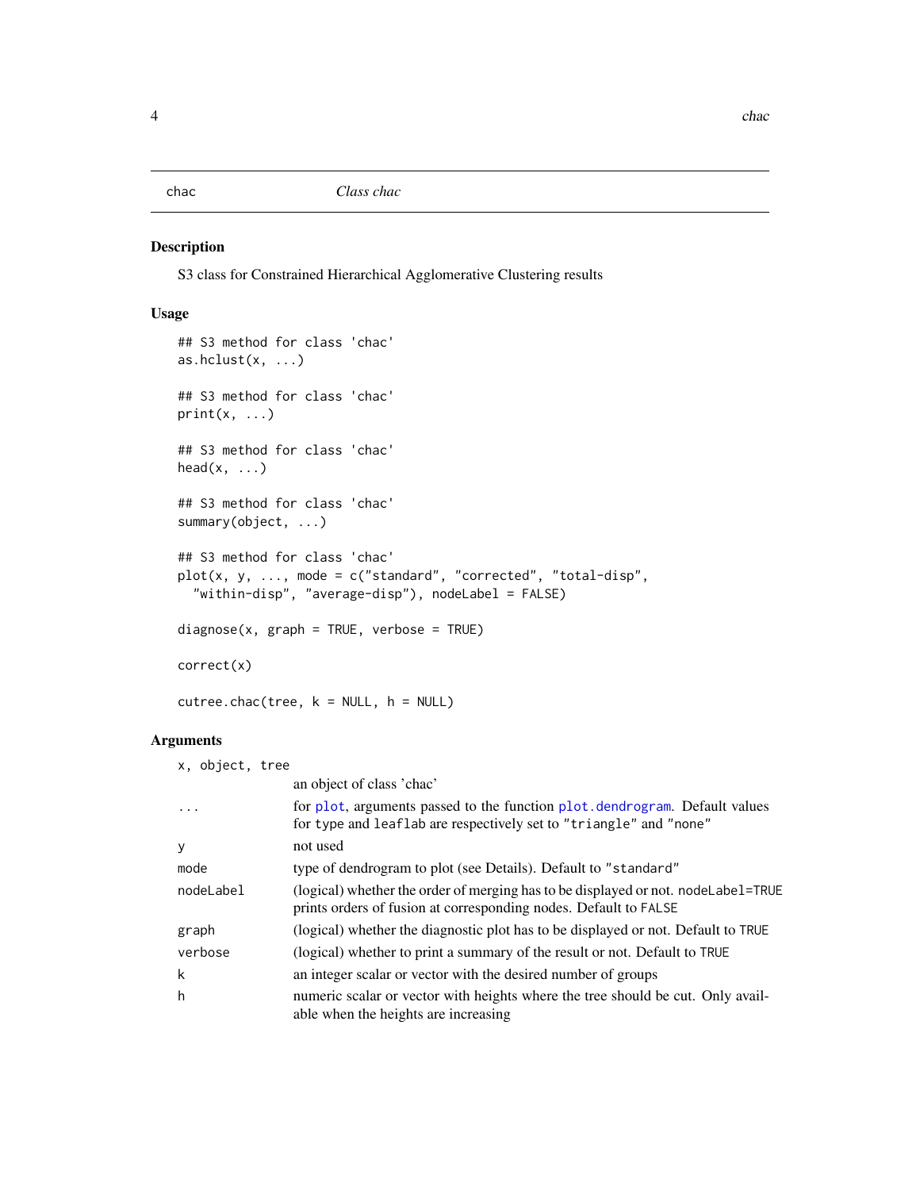chac *Class chac*

## Description

S3 class for Constrained Hierarchical Agglomerative Clustering results

## Usage

```
## S3 method for class 'chac'
as.hclust(x, ...)

## S3 method for class 'chac'
print(x, ...)

## S3 method for class 'chac'
head(x, ...)

## S3 method for class 'chac'
summary(object, ...)

## S3 method for class 'chac'
plot(x, y, ..., mode = c("standard", "corrected", "total-disp",
  "within-disp", "average-disp"), nodeLabel = FALSE)

diagnose(x, graph = TRUE, verbose = TRUE)

correct(x)

cutree.chac(tree, k = NULL, h = NULL)
```

## Arguments

| | |
|---|---|
| x, object, tree | an object of class 'chac' |
| ... | for plot, arguments passed to the function plot.dendrogram. Default values for type and leaflab are respectively set to "triangle" and "none" |
| y | not used |
| mode | type of dendrogram to plot (see Details). Default to "standard" |
| nodeLabel | (logical) whether the order of merging has to be displayed or not. nodeLabel=TRUE prints orders of fusion at corresponding nodes. Default to FALSE |
| graph | (logical) whether the diagnostic plot has to be displayed or not. Default to TRUE |
| verbose | (logical) whether to print a summary of the result or not. Default to TRUE |
| k | an integer scalar or vector with the desired number of groups |
| h | numeric scalar or vector with heights where the tree should be cut. Only available when the heights are increasing |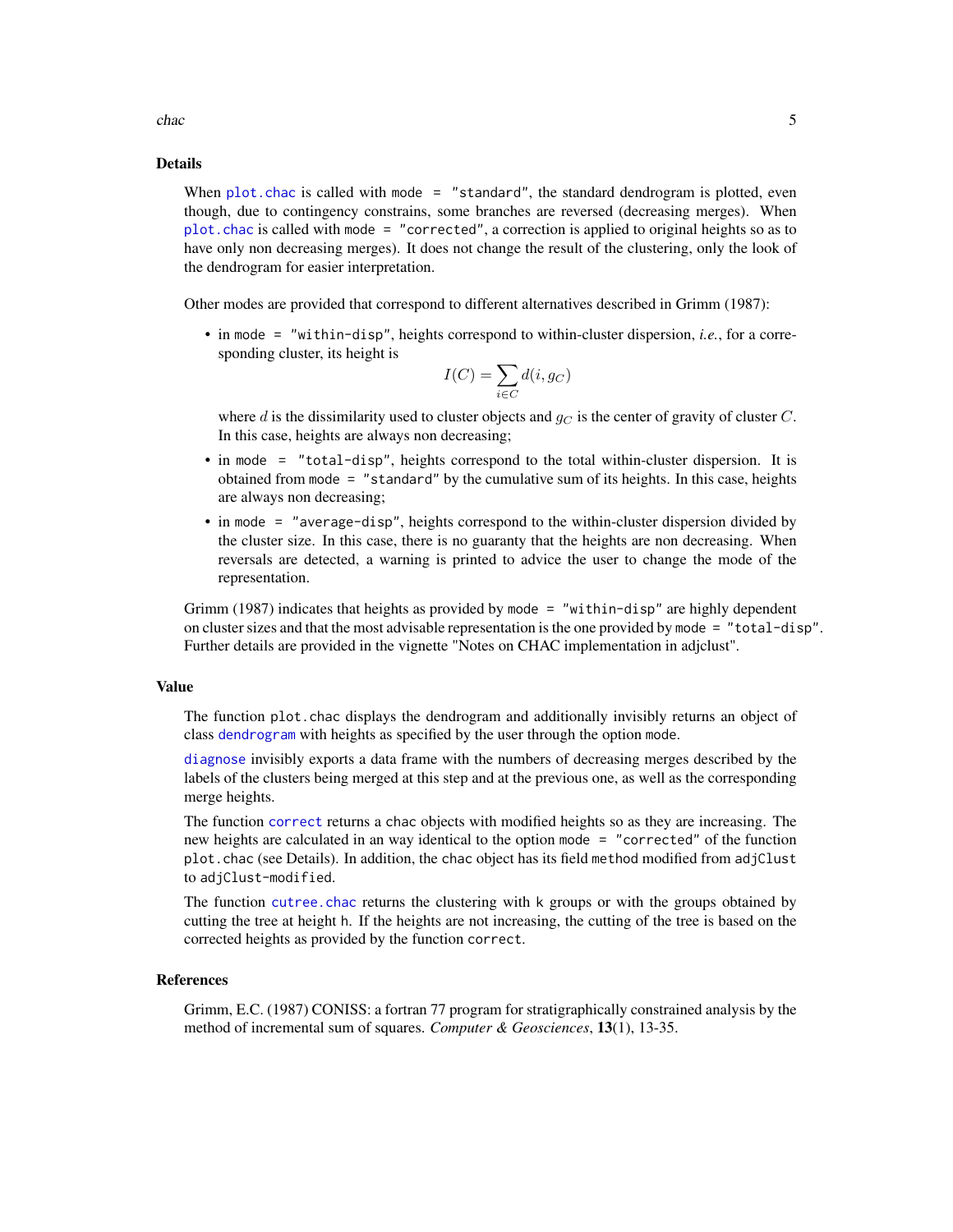## Details

When `plot.chac` is called with `mode = "standard"`, the standard dendrogram is plotted, even though, due to contingency constrains, some branches are reversed (decreasing merges). When `plot.chac` is called with `mode = "corrected"`, a correction is applied to original heights so as to have only non decreasing merges). It does not change the result of the clustering, only the look of the dendrogram for easier interpretation.

Other modes are provided that correspond to different alternatives described in Grimm (1987):

- in `mode = "within-disp"`, heights correspond to within-cluster dispersion, *i.e.*, for a corresponding cluster, its height is

$$I(C) = \sum_{i \in C} d(i, g_C)$$

  where $d$ is the dissimilarity used to cluster objects and $g_C$ is the center of gravity of cluster $C$. In this case, heights are always non decreasing;
- in `mode = "total-disp"`, heights correspond to the total within-cluster dispersion. It is obtained from `mode = "standard"` by the cumulative sum of its heights. In this case, heights are always non decreasing;
- in `mode = "average-disp"`, heights correspond to the within-cluster dispersion divided by the cluster size. In this case, there is no guaranty that the heights are non decreasing. When reversals are detected, a warning is printed to advice the user to change the mode of the representation.

Grimm (1987) indicates that heights as provided by `mode = "within-disp"` are highly dependent on cluster sizes and that the most advisable representation is the one provided by `mode = "total-disp"`. Further details are provided in the vignette "Notes on CHAC implementation in adjclust".

## Value

The function `plot.chac` displays the dendrogram and additionally invisibly returns an object of class `dendrogram` with heights as specified by the user through the option `mode`.

`diagnose` invisibly exports a data frame with the numbers of decreasing merges described by the labels of the clusters being merged at this step and at the previous one, as well as the corresponding merge heights.

The function `correct` returns a `chac` objects with modified heights so as they are increasing. The new heights are calculated in an way identical to the option `mode = "corrected"` of the function `plot.chac` (see Details). In addition, the `chac` object has its field `method` modified from `adjClust` to `adjClust-modified`.

The function `cutree.chac` returns the clustering with `k` groups or with the groups obtained by cutting the tree at height `h`. If the heights are not increasing, the cutting of the tree is based on the corrected heights as provided by the function `correct`.

## References

Grimm, E.C. (1987) CONISS: a fortran 77 program for stratigraphically constrained analysis by the method of incremental sum of squares. *Computer & Geosciences*, **13**(1), 13-35.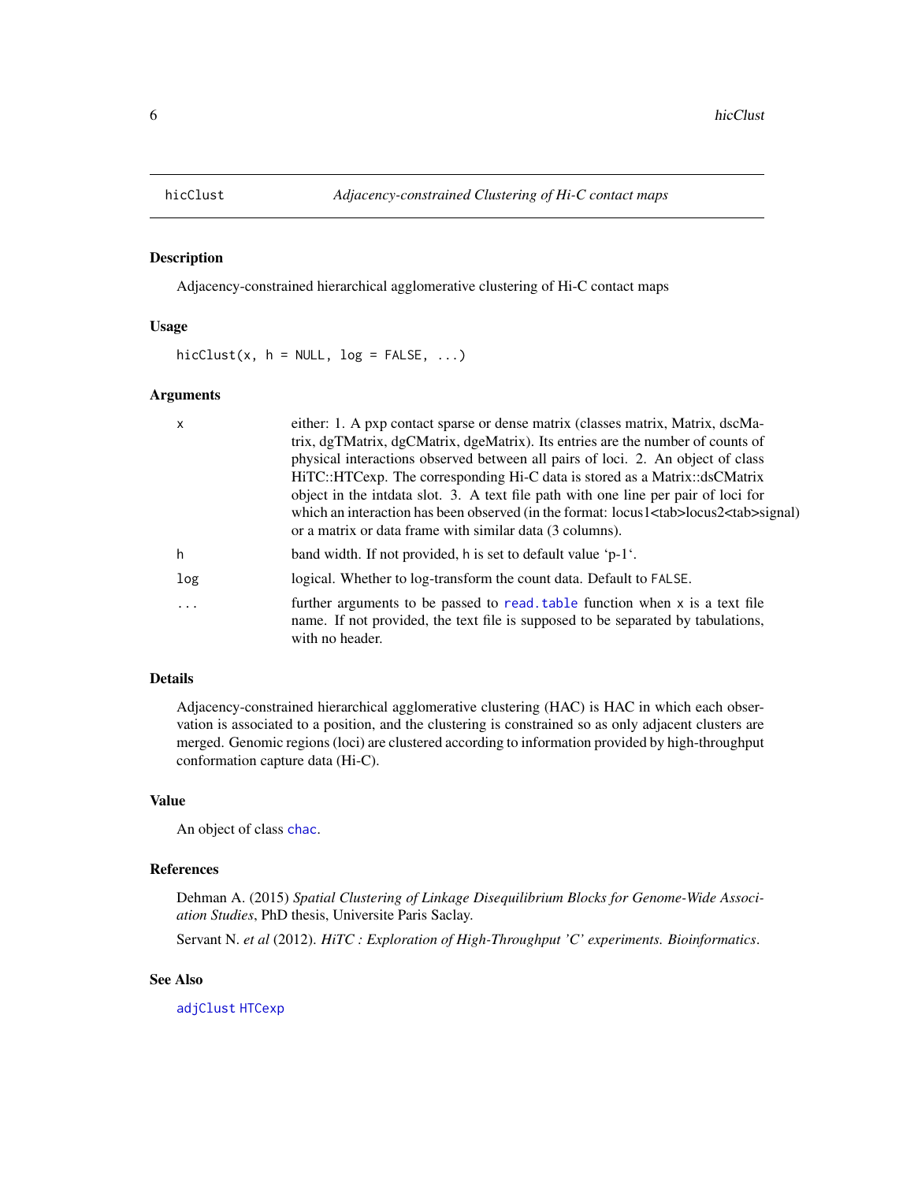# hicClust — *Adjacency-constrained Clustering of Hi-C contact maps*

## Description

Adjacency-constrained hierarchical agglomerative clustering of Hi-C contact maps

## Usage

```
hicClust(x, h = NULL, log = FALSE, ...)
```

## Arguments

| | |
|---|---|
| `x` | either: 1. A pxp contact sparse or dense matrix (classes matrix, Matrix, dscMatrix, dgTMatrix, dgCMatrix, dgeMatrix). Its entries are the number of counts of physical interactions observed between all pairs of loci. 2. An object of class HiTC::HTCexp. The corresponding Hi-C data is stored as a Matrix::dsCMatrix object in the intdata slot. 3. A text file path with one line per pair of loci for which an interaction has been observed (in the format: locus1<tab>locus2<tab>signal) or a matrix or data frame with similar data (3 columns). |
| `h` | band width. If not provided, `h` is set to default value 'p-1'. |
| `log` | logical. Whether to log-transform the count data. Default to `FALSE`. |
| `...` | further arguments to be passed to `read.table` function when `x` is a text file name. If not provided, the text file is supposed to be separated by tabulations, with no header. |

## Details

Adjacency-constrained hierarchical agglomerative clustering (HAC) is HAC in which each observation is associated to a position, and the clustering is constrained so as only adjacent clusters are merged. Genomic regions (loci) are clustered according to information provided by high-throughput conformation capture data (Hi-C).

## Value

An object of class `chac`.

## References

Dehman A. (2015) *Spatial Clustering of Linkage Disequilibrium Blocks for Genome-Wide Association Studies*, PhD thesis, Universite Paris Saclay.

Servant N. *et al* (2012). *HiTC : Exploration of High-Throughput 'C' experiments. Bioinformatics*.

## See Also

`adjClust` `HTCexp`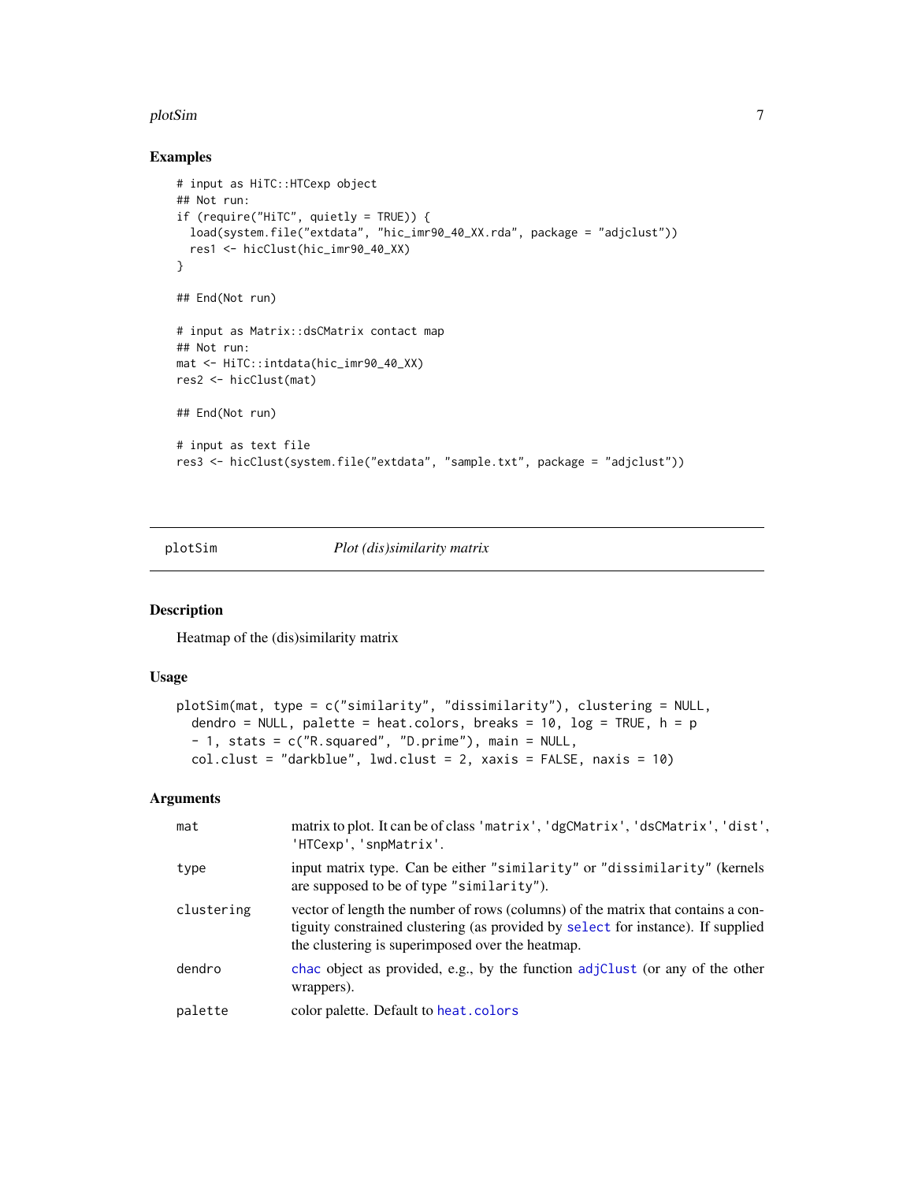## Examples

```
# input as HiTC::HTCexp object
## Not run:
if (require("HiTC", quietly = TRUE)) {
  load(system.file("extdata", "hic_imr90_40_XX.rda", package = "adjclust"))
  res1 <- hicClust(hic_imr90_40_XX)
}

## End(Not run)

# input as Matrix::dsCMatrix contact map
## Not run:
mat <- HiTC::intdata(hic_imr90_40_XX)
res2 <- hicClust(mat)

## End(Not run)

# input as text file
res3 <- hicClust(system.file("extdata", "sample.txt", package = "adjclust"))
```

---

# plotSim — *Plot (dis)similarity matrix*

## Description

Heatmap of the (dis)similarity matrix

## Usage

```
plotSim(mat, type = c("similarity", "dissimilarity"), clustering = NULL,
  dendro = NULL, palette = heat.colors, breaks = 10, log = TRUE, h = p
  - 1, stats = c("R.squared", "D.prime"), main = NULL,
  col.clust = "darkblue", lwd.clust = 2, xaxis = FALSE, naxis = 10)
```

## Arguments

| | |
|---|---|
| `mat` | matrix to plot. It can be of class 'matrix', 'dgCMatrix', 'dsCMatrix', 'dist', 'HTCexp', 'snpMatrix'. |
| `type` | input matrix type. Can be either "similarity" or "dissimilarity" (kernels are supposed to be of type "similarity"). |
| `clustering` | vector of length the number of rows (columns) of the matrix that contains a contiguity constrained clustering (as provided by `select` for instance). If supplied the clustering is superimposed over the heatmap. |
| `dendro` | `chac` object as provided, e.g., by the function `adjClust` (or any of the other wrappers). |
| `palette` | color palette. Default to `heat.colors` |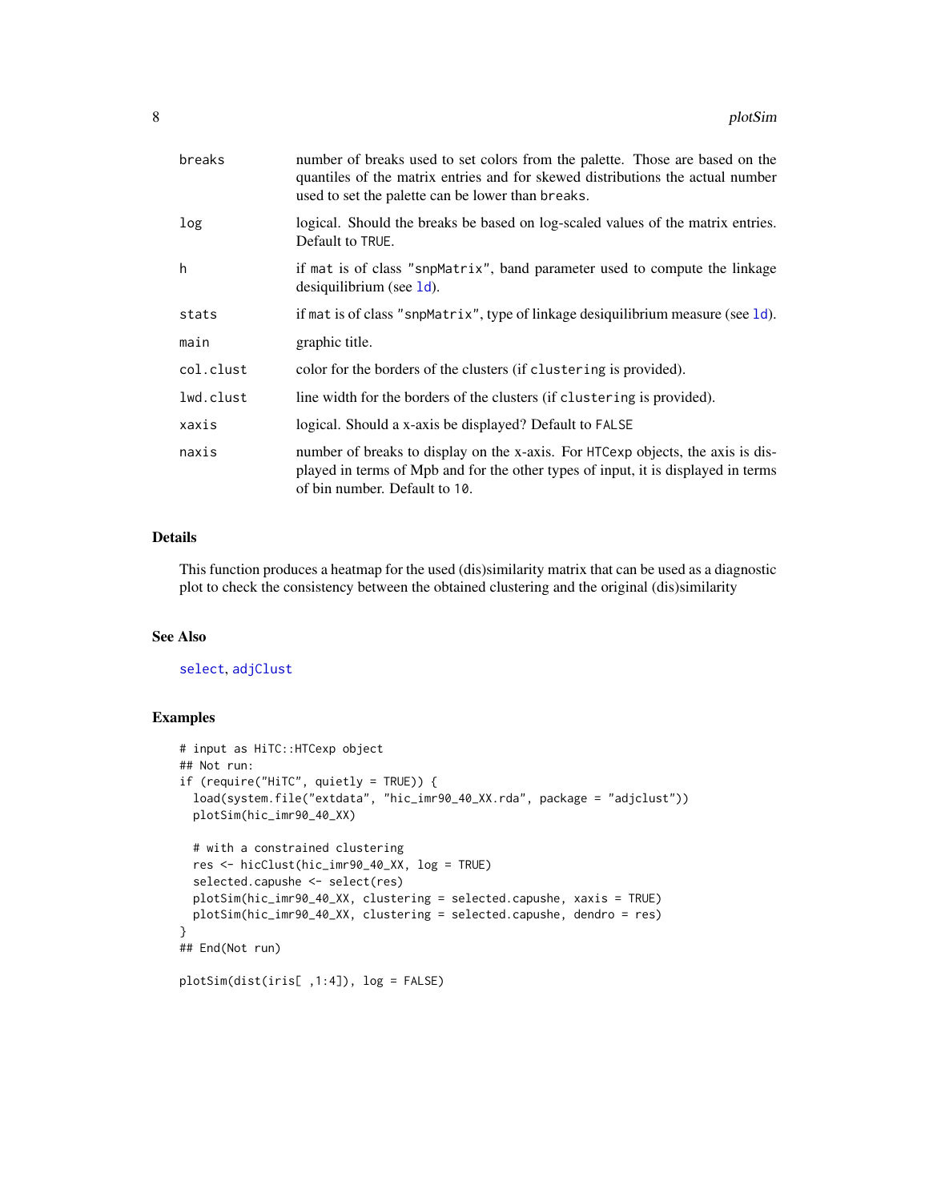| | |
|---|---|
| `breaks` | number of breaks used to set colors from the palette. Those are based on the quantiles of the matrix entries and for skewed distributions the actual number used to set the palette can be lower than `breaks`. |
| `log` | logical. Should the breaks be based on log-scaled values of the matrix entries. Default to `TRUE`. |
| `h` | if `mat` is of class `"snpMatrix"`, band parameter used to compute the linkage desiquilibrium (see `ld`). |
| `stats` | if `mat` is of class `"snpMatrix"`, type of linkage desiquilibrium measure (see `ld`). |
| `main` | graphic title. |
| `col.clust` | color for the borders of the clusters (if `clustering` is provided). |
| `lwd.clust` | line width for the borders of the clusters (if `clustering` is provided). |
| `xaxis` | logical. Should a x-axis be displayed? Default to `FALSE` |
| `naxis` | number of breaks to display on the x-axis. For `HTCexp` objects, the axis is displayed in terms of Mpb and for the other types of input, it is displayed in terms of bin number. Default to `10`. |

## Details

This function produces a heatmap for the used (dis)similarity matrix that can be used as a diagnostic plot to check the consistency between the obtained clustering and the original (dis)similarity

## See Also

`select`, `adjClust`

## Examples

```
# input as HiTC::HTCexp object
## Not run:
if (require("HiTC", quietly = TRUE)) {
  load(system.file("extdata", "hic_imr90_40_XX.rda", package = "adjclust"))
  plotSim(hic_imr90_40_XX)

  # with a constrained clustering
  res <- hicClust(hic_imr90_40_XX, log = TRUE)
  selected.capushe <- select(res)
  plotSim(hic_imr90_40_XX, clustering = selected.capushe, xaxis = TRUE)
  plotSim(hic_imr90_40_XX, clustering = selected.capushe, dendro = res)
}
## End(Not run)

plotSim(dist(iris[ ,1:4]), log = FALSE)
```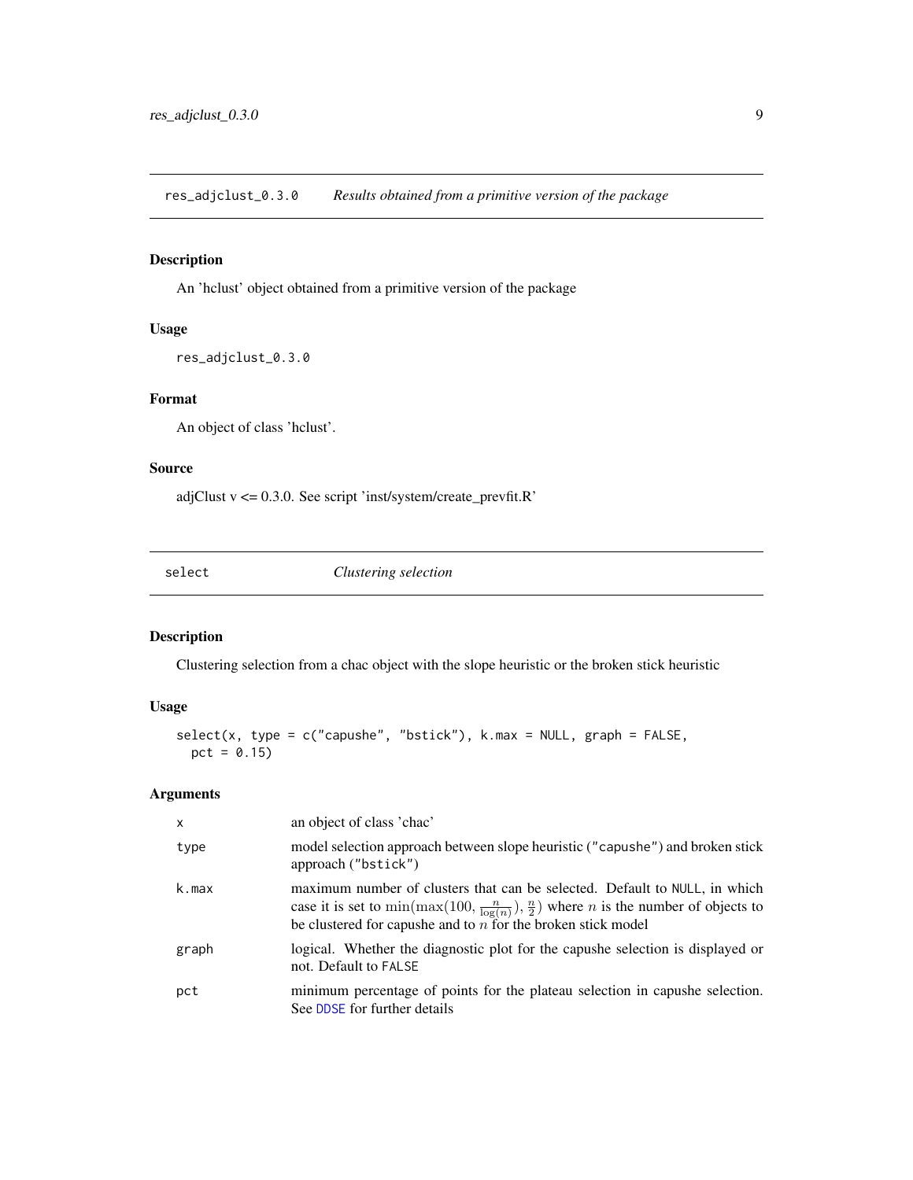## res_adjclust_0.3.0 *Results obtained from a primitive version of the package*

### Description

An 'hclust' object obtained from a primitive version of the package

### Usage

```
res_adjclust_0.3.0
```

### Format

An object of class 'hclust'.

### Source

adjClust v <= 0.3.0. See script 'inst/system/create_prevfit.R'

## select *Clustering selection*

### Description

Clustering selection from a chac object with the slope heuristic or the broken stick heuristic

### Usage

```
select(x, type = c("capushe", "bstick"), k.max = NULL, graph = FALSE,
  pct = 0.15)
```

### Arguments

| | |
|---|---|
| x | an object of class 'chac' |
| type | model selection approach between slope heuristic ("capushe") and broken stick approach ("bstick") |
| k.max | maximum number of clusters that can be selected. Default to NULL, in which case it is set to $\min(\max(100, \frac{n}{\log(n)}), \frac{n}{2})$ where $n$ is the number of objects to be clustered for capushe and to $n$ for the broken stick model |
| graph | logical. Whether the diagnostic plot for the capushe selection is displayed or not. Default to FALSE |
| pct | minimum percentage of points for the plateau selection in capushe selection. See DDSE for further details |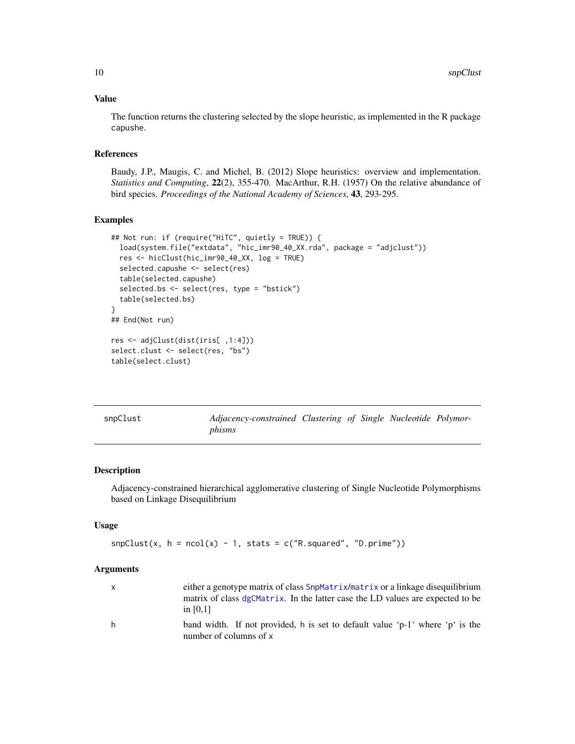### Value

The function returns the clustering selected by the slope heuristic, as implemented in the R package `capushe`.

### References

Baudy, J.P., Maugis, C. and Michel, B. (2012) Slope heuristics: overview and implementation. *Statistics and Computing*, **22**(2), 355-470. MacArthur, R.H. (1957) On the relative abundance of bird species. *Proceedings of the National Academy of Sciences*, **43**, 293-295.

### Examples

```
## Not run: if (require("HiTC", quietly = TRUE)) {
  load(system.file("extdata", "hic_imr90_40_XX.rda", package = "adjclust"))
  res <- hicClust(hic_imr90_40_XX, log = TRUE)
  selected.capushe <- select(res)
  table(selected.capushe)
  selected.bs <- select(res, type = "bstick")
  table(selected.bs)
}
## End(Not run)

res <- adjClust(dist(iris[ ,1:4]))
select.clust <- select(res, "bs")
table(select.clust)
```

---

## snpClust — *Adjacency-constrained Clustering of Single Nucleotide Polymorphisms*

---

### Description

Adjacency-constrained hierarchical agglomerative clustering of Single Nucleotide Polymorphisms based on Linkage Disequilibrium

### Usage

```
snpClust(x, h = ncol(x) - 1, stats = c("R.squared", "D.prime"))
```

### Arguments

| | |
|---|---|
| x | either a genotype matrix of class `SnpMatrix`/`matrix` or a linkage disequilibrium matrix of class `dgCMatrix`. In the latter case the LD values are expected to be in [0,1] |
| h | band width. If not provided, `h` is set to default value 'p-1' where 'p' is the number of columns of `x` |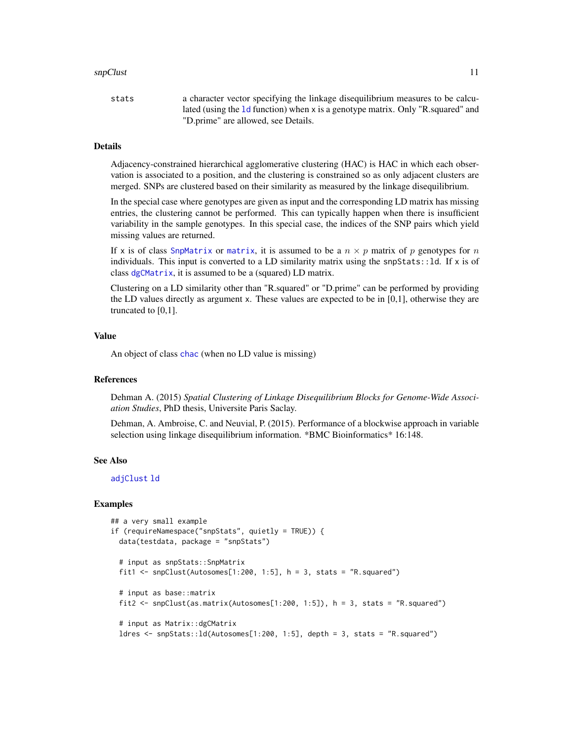stats a character vector specifying the linkage disequilibrium measures to be calculated (using the ld function) when x is a genotype matrix. Only "R.squared" and "D.prime" are allowed, see Details.

## Details

Adjacency-constrained hierarchical agglomerative clustering (HAC) is HAC in which each observation is associated to a position, and the clustering is constrained so as only adjacent clusters are merged. SNPs are clustered based on their similarity as measured by the linkage disequilibrium.

In the special case where genotypes are given as input and the corresponding LD matrix has missing entries, the clustering cannot be performed. This can typically happen when there is insufficient variability in the sample genotypes. In this special case, the indices of the SNP pairs which yield missing values are returned.

If x is of class SnpMatrix or matrix, it is assumed to be a $n \times p$ matrix of $p$ genotypes for $n$ individuals. This input is converted to a LD similarity matrix using the snpStats::ld. If x is of class dgCMatrix, it is assumed to be a (squared) LD matrix.

Clustering on a LD similarity other than "R.squared" or "D.prime" can be performed by providing the LD values directly as argument x. These values are expected to be in [0,1], otherwise they are truncated to [0,1].

## Value

An object of class chac (when no LD value is missing)

## References

Dehman A. (2015) *Spatial Clustering of Linkage Disequilibrium Blocks for Genome-Wide Association Studies*, PhD thesis, Universite Paris Saclay.

Dehman, A. Ambroise, C. and Neuvial, P. (2015). Performance of a blockwise approach in variable selection using linkage disequilibrium information. *BMC Bioinformatics* 16:148.

## See Also

adjClust ld

## Examples

```
## a very small example
if (requireNamespace("snpStats", quietly = TRUE)) {
  data(testdata, package = "snpStats")

  # input as snpStats::SnpMatrix
  fit1 <- snpClust(Autosomes[1:200, 1:5], h = 3, stats = "R.squared")

  # input as base::matrix
  fit2 <- snpClust(as.matrix(Autosomes[1:200, 1:5]), h = 3, stats = "R.squared")

  # input as Matrix::dgCMatrix
  ldres <- snpStats::ld(Autosomes[1:200, 1:5], depth = 3, stats = "R.squared")
```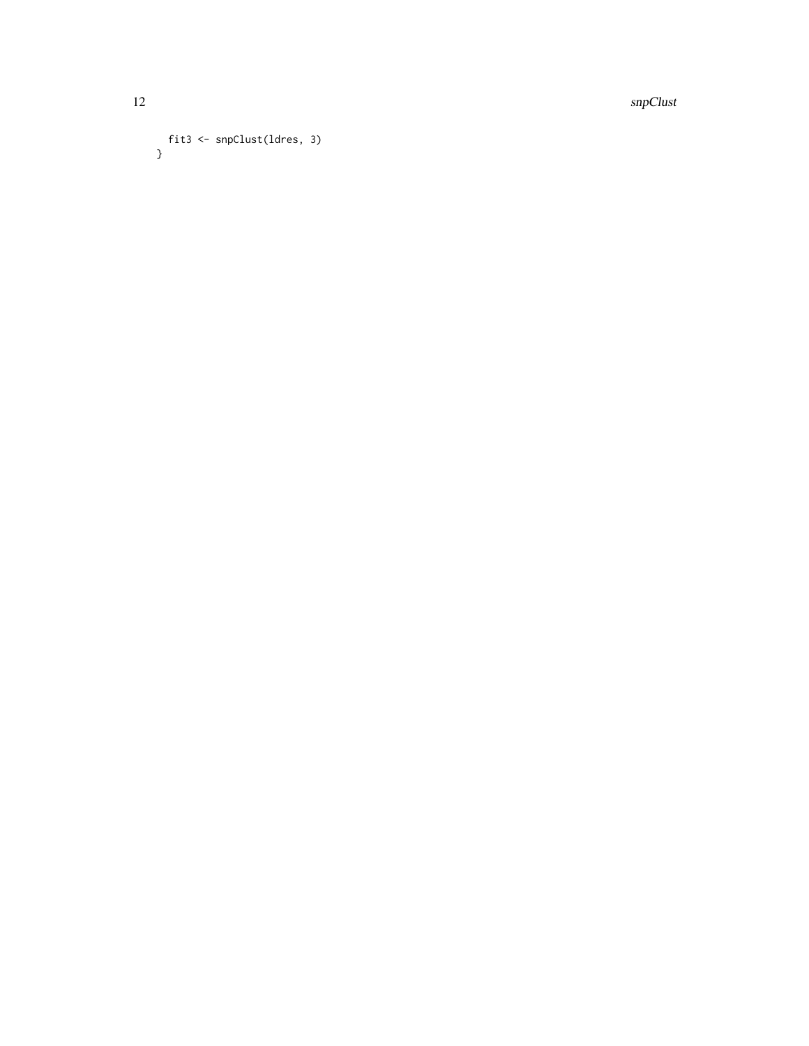```
  fit3 <- snpClust(ldres, 3)
}
```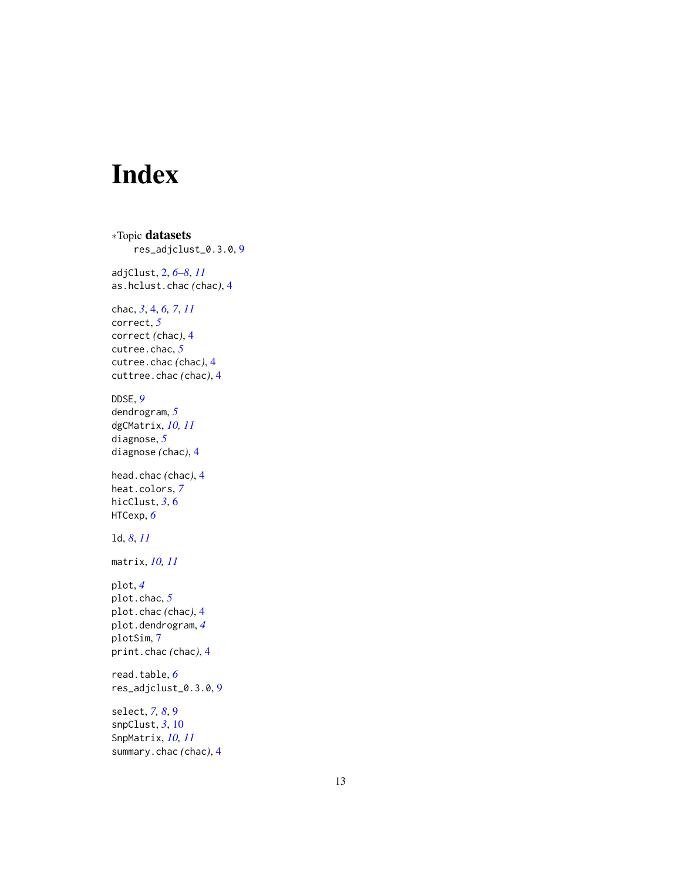# Index

∗Topic **datasets**
    res_adjclust_0.3.0, 9

adjClust, 2, *6–8*, *11*
as.hclust.chac *(chac)*, 4

chac, *3*, 4, *6, 7*, *11*
correct, *5*
correct *(chac)*, 4
cutree.chac, *5*
cutree.chac *(chac)*, 4
cuttree.chac *(chac)*, 4

DDSE, *9*
dendrogram, *5*
dgCMatrix, *10, 11*
diagnose, *5*
diagnose *(chac)*, 4

head.chac *(chac)*, 4
heat.colors, *7*
hicClust, *3*, 6
HTCexp, *6*

ld, *8*, *11*

matrix, *10, 11*

plot, *4*
plot.chac, *5*
plot.chac *(chac)*, 4
plot.dendrogram, *4*
plotSim, 7
print.chac *(chac)*, 4

read.table, *6*
res_adjclust_0.3.0, 9

select, *7, 8*, 9
snpClust, *3*, 10
SnpMatrix, *10, 11*
summary.chac *(chac)*, 4